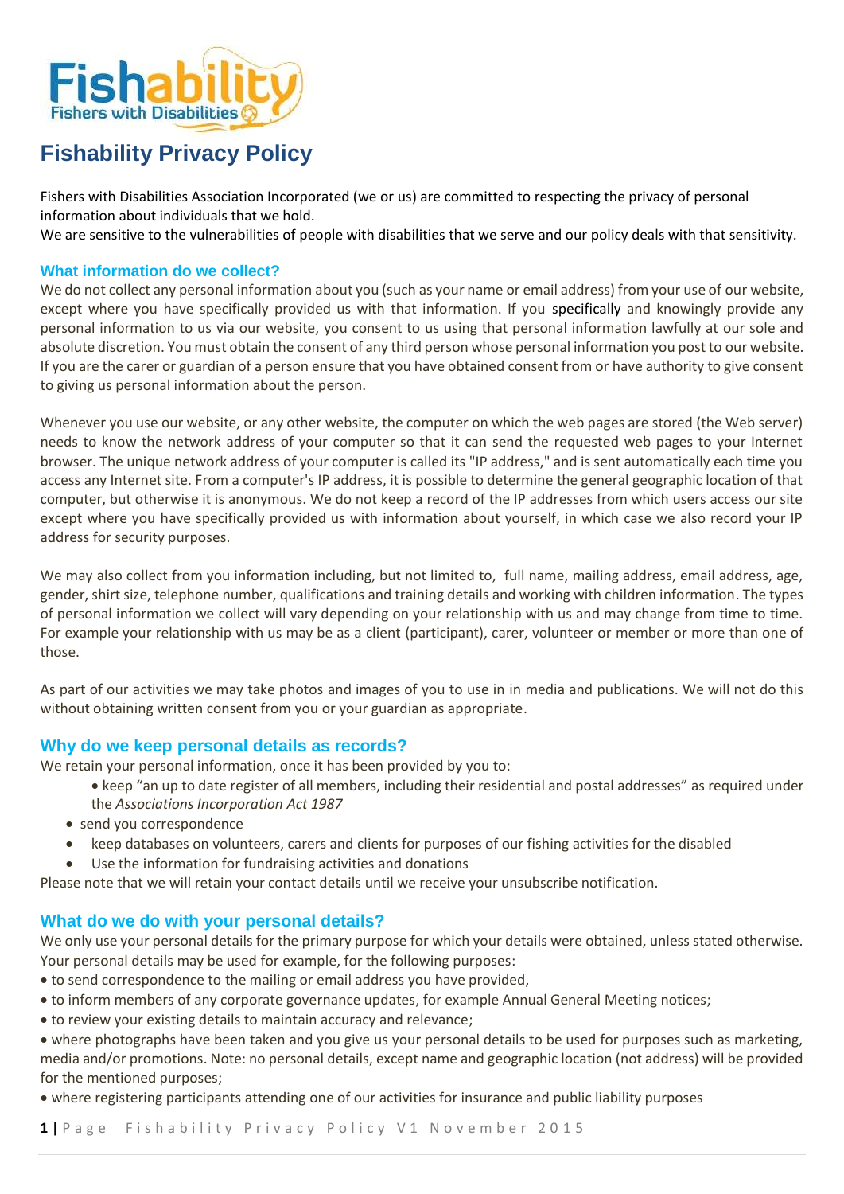# Fishability Privacy Policy

Fishers with Disabilities Association Incorporated (we or us) are committed to respecting the privacy of personal information about individuals that we hold.
We are sensitive to the vulnerabilities of people with disabilities that we serve and our policy deals with that sensitivity.

## What information do we collect?

We do not collect any personal information about you (such as your name or email address) from your use of our website, except where you have specifically provided us with that information. If you specifically and knowingly provide any personal information to us via our website, you consent to us using that personal information lawfully at our sole and absolute discretion. You must obtain the consent of any third person whose personal information you post to our website. If you are the carer or guardian of a person ensure that you have obtained consent from or have authority to give consent to giving us personal information about the person.

Whenever you use our website, or any other website, the computer on which the web pages are stored (the Web server) needs to know the network address of your computer so that it can send the requested web pages to your Internet browser. The unique network address of your computer is called its "IP address," and is sent automatically each time you access any Internet site. From a computer's IP address, it is possible to determine the general geographic location of that computer, but otherwise it is anonymous. We do not keep a record of the IP addresses from which users access our site except where you have specifically provided us with information about yourself, in which case we also record your IP address for security purposes.

We may also collect from you information including, but not limited to, full name, mailing address, email address, age, gender, shirt size, telephone number, qualifications and training details and working with children information. The types of personal information we collect will vary depending on your relationship with us and may change from time to time. For example your relationship with us may be as a client (participant), carer, volunteer or member or more than one of those.

As part of our activities we may take photos and images of you to use in in media and publications. We will not do this without obtaining written consent from you or your guardian as appropriate.

## Why do we keep personal details as records?

We retain your personal information, once it has been provided by you to:

- keep "an up to date register of all members, including their residential and postal addresses" as required under the *Associations Incorporation Act 1987*
- send you correspondence
- keep databases on volunteers, carers and clients for purposes of our fishing activities for the disabled
- Use the information for fundraising activities and donations

Please note that we will retain your contact details until we receive your unsubscribe notification.

## What do we do with your personal details?

We only use your personal details for the primary purpose for which your details were obtained, unless stated otherwise. Your personal details may be used for example, for the following purposes:

- to send correspondence to the mailing or email address you have provided,
- to inform members of any corporate governance updates, for example Annual General Meeting notices;
- to review your existing details to maintain accuracy and relevance;
- where photographs have been taken and you give us your personal details to be used for purposes such as marketing, media and/or promotions. Note: no personal details, except name and geographic location (not address) will be provided for the mentioned purposes;
- where registering participants attending one of our activities for insurance and public liability purposes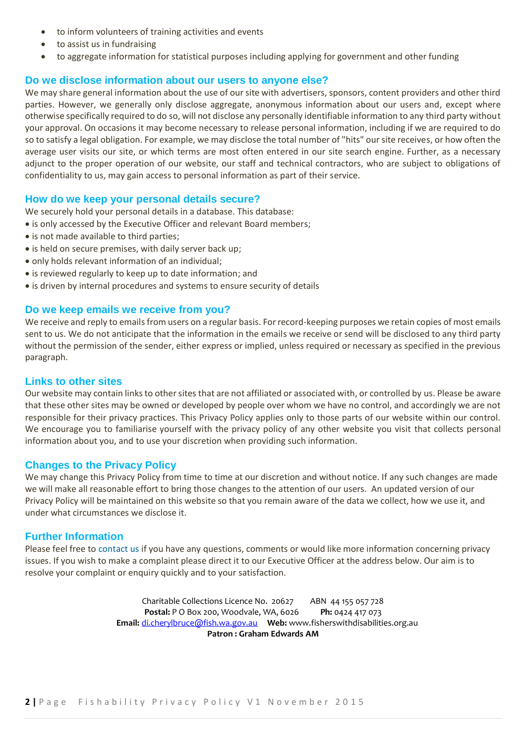- to inform volunteers of training activities and events
- to assist us in fundraising
- to aggregate information for statistical purposes including applying for government and other funding

## Do we disclose information about our users to anyone else?

We may share general information about the use of our site with advertisers, sponsors, content providers and other third parties. However, we generally only disclose aggregate, anonymous information about our users and, except where otherwise specifically required to do so, will not disclose any personally identifiable information to any third party without your approval. On occasions it may become necessary to release personal information, including if we are required to do so to satisfy a legal obligation. For example, we may disclose the total number of "hits" our site receives, or how often the average user visits our site, or which terms are most often entered in our site search engine. Further, as a necessary adjunct to the proper operation of our website, our staff and technical contractors, who are subject to obligations of confidentiality to us, may gain access to personal information as part of their service.

## How do we keep your personal details secure?

We securely hold your personal details in a database. This database:

- is only accessed by the Executive Officer and relevant Board members;
- is not made available to third parties;
- is held on secure premises, with daily server back up;
- only holds relevant information of an individual;
- is reviewed regularly to keep up to date information; and
- is driven by internal procedures and systems to ensure security of details

## Do we keep emails we receive from you?

We receive and reply to emails from users on a regular basis. For record-keeping purposes we retain copies of most emails sent to us. We do not anticipate that the information in the emails we receive or send will be disclosed to any third party without the permission of the sender, either express or implied, unless required or necessary as specified in the previous paragraph.

## Links to other sites

Our website may contain links to other sites that are not affiliated or associated with, or controlled by us. Please be aware that these other sites may be owned or developed by people over whom we have no control, and accordingly we are not responsible for their privacy practices. This Privacy Policy applies only to those parts of our website within our control. We encourage you to familiarise yourself with the privacy policy of any other website you visit that collects personal information about you, and to use your discretion when providing such information.

## Changes to the Privacy Policy

We may change this Privacy Policy from time to time at our discretion and without notice. If any such changes are made we will make all reasonable effort to bring those changes to the attention of our users. An updated version of our Privacy Policy will be maintained on this website so that you remain aware of the data we collect, how we use it, and under what circumstances we disclose it.

## Further Information

Please feel free to contact us if you have any questions, comments or would like more information concerning privacy issues. If you wish to make a complaint please direct it to our Executive Officer at the address below. Our aim is to resolve your complaint or enquiry quickly and to your satisfaction.

Charitable Collections Licence No. 20627 ABN 44 155 057 728
**Postal:** P O Box 200, Woodvale, WA, 6026 **Ph:** 0424 417 073
**Email:** di.cherylbruce@fish.wa.gov.au **Web:** www.fisherswithdisabilities.org.au
**Patron : Graham Edwards AM**